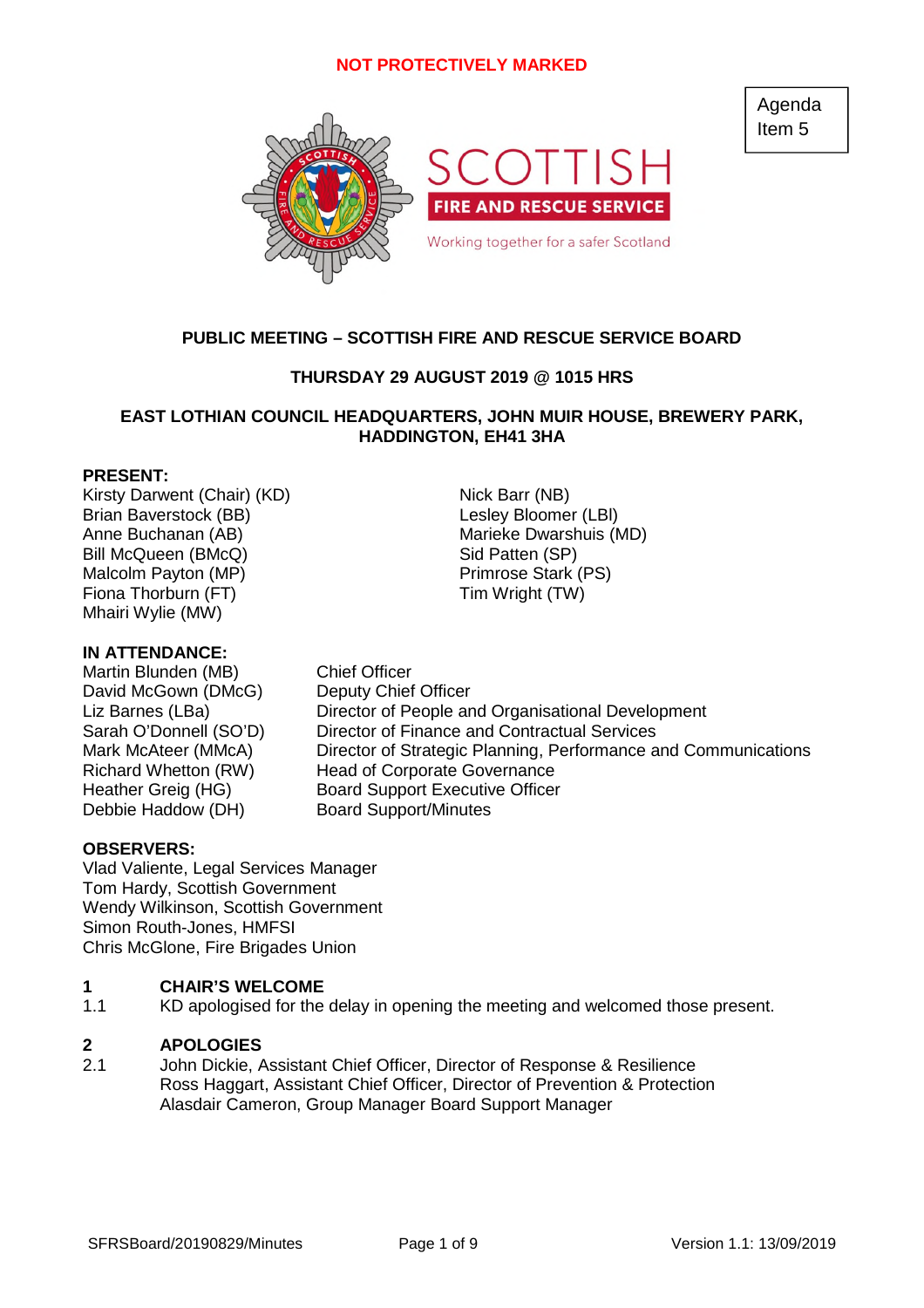NOT PROTECTIVELY MARKED

Agenda Item 5

SCOTTISH FIRE AND RESCUE SERVICE

Working together for a safer Scotland

**PUBLIC MEETING – SCOTTISH FIRE AND RESCUE SERVICE BOARD**

**THURSDAY 29 AUGUST 2019 @ 1015 HRS**

**EAST LOTHIAN COUNCIL HEADQUARTERS, JOHN MUIR HOUSE, BREWERY PARK, HADDINGTON, EH41 3HA**

**PRESENT:**

Kirsty Darwent (Chair) (KD)
Brian Baverstock (BB)
Anne Buchanan (AB)
Bill McQueen (BMcQ)
Malcolm Payton (MP)
Fiona Thorburn (FT)
Mhairi Wylie (MW)
Nick Barr (NB)
Lesley Bloomer (LBl)
Marieke Dwarshuis (MD)
Sid Patten (SP)
Primrose Stark (PS)
Tim Wright (TW)

**IN ATTENDANCE:**

| | |
|---|---|
| Martin Blunden (MB) | Chief Officer |
| David McGown (DMcG) | Deputy Chief Officer |
| Liz Barnes (LBa) | Director of People and Organisational Development |
| Sarah O'Donnell (SO'D) | Director of Finance and Contractual Services |
| Mark McAteer (MMcA) | Director of Strategic Planning, Performance and Communications |
| Richard Whetton (RW) | Head of Corporate Governance |
| Heather Greig (HG) | Board Support Executive Officer |
| Debbie Haddow (DH) | Board Support/Minutes |

**OBSERVERS:**

Vlad Valiente, Legal Services Manager
Tom Hardy, Scottish Government
Wendy Wilkinson, Scottish Government
Simon Routh-Jones, HMFSI
Chris McGlone, Fire Brigades Union

**1 CHAIR'S WELCOME**

1.1 KD apologised for the delay in opening the meeting and welcomed those present.

**2 APOLOGIES**

2.1 John Dickie, Assistant Chief Officer, Director of Response & Resilience
Ross Haggart, Assistant Chief Officer, Director of Prevention & Protection
Alasdair Cameron, Group Manager Board Support Manager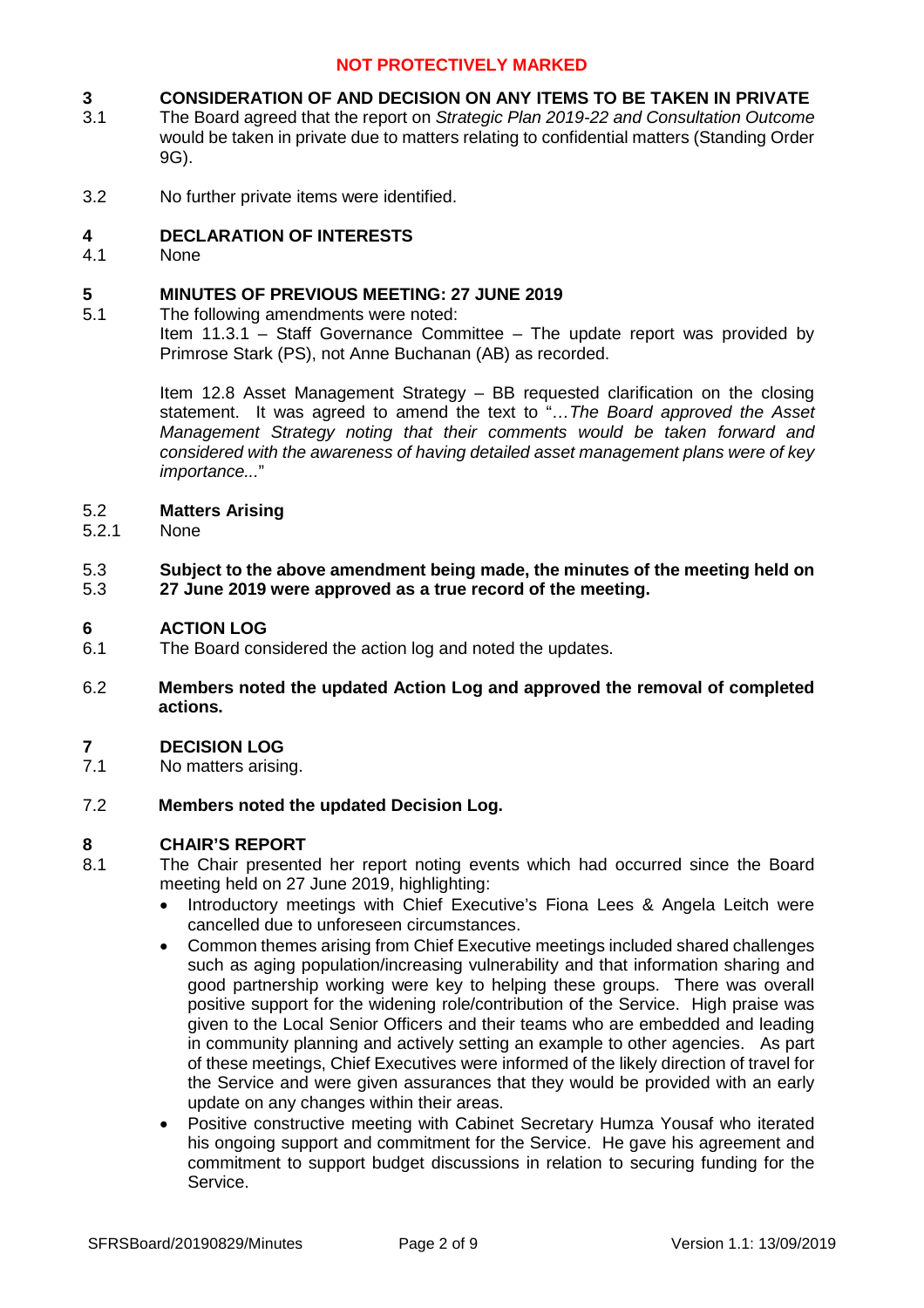**NOT PROTECTIVELY MARKED**

**3 CONSIDERATION OF AND DECISION ON ANY ITEMS TO BE TAKEN IN PRIVATE**

3.1 The Board agreed that the report on *Strategic Plan 2019-22 and Consultation Outcome* would be taken in private due to matters relating to confidential matters (Standing Order 9G).

3.2 No further private items were identified.

**4 DECLARATION OF INTERESTS**

4.1 None

**5 MINUTES OF PREVIOUS MEETING: 27 JUNE 2019**

5.1 The following amendments were noted:
Item 11.3.1 – Staff Governance Committee – The update report was provided by Primrose Stark (PS), not Anne Buchanan (AB) as recorded.

Item 12.8 Asset Management Strategy – BB requested clarification on the closing statement. It was agreed to amend the text to "*…The Board approved the Asset Management Strategy noting that their comments would be taken forward and considered with the awareness of having detailed asset management plans were of key importance...*"

5.2 **Matters Arising**

5.2.1 None

5.3 **Subject to the above amendment being made, the minutes of the meeting held on 27 June 2019 were approved as a true record of the meeting.**

**6 ACTION LOG**

6.1 The Board considered the action log and noted the updates.

6.2 **Members noted the updated Action Log and approved the removal of completed actions.**

**7 DECISION LOG**

7.1 No matters arising.

7.2 **Members noted the updated Decision Log.**

**8 CHAIR'S REPORT**

8.1 The Chair presented her report noting events which had occurred since the Board meeting held on 27 June 2019, highlighting:

- Introductory meetings with Chief Executive's Fiona Lees & Angela Leitch were cancelled due to unforeseen circumstances.
- Common themes arising from Chief Executive meetings included shared challenges such as aging population/increasing vulnerability and that information sharing and good partnership working were key to helping these groups. There was overall positive support for the widening role/contribution of the Service. High praise was given to the Local Senior Officers and their teams who are embedded and leading in community planning and actively setting an example to other agencies. As part of these meetings, Chief Executives were informed of the likely direction of travel for the Service and were given assurances that they would be provided with an early update on any changes within their areas.
- Positive constructive meeting with Cabinet Secretary Humza Yousaf who iterated his ongoing support and commitment for the Service. He gave his agreement and commitment to support budget discussions in relation to securing funding for the Service.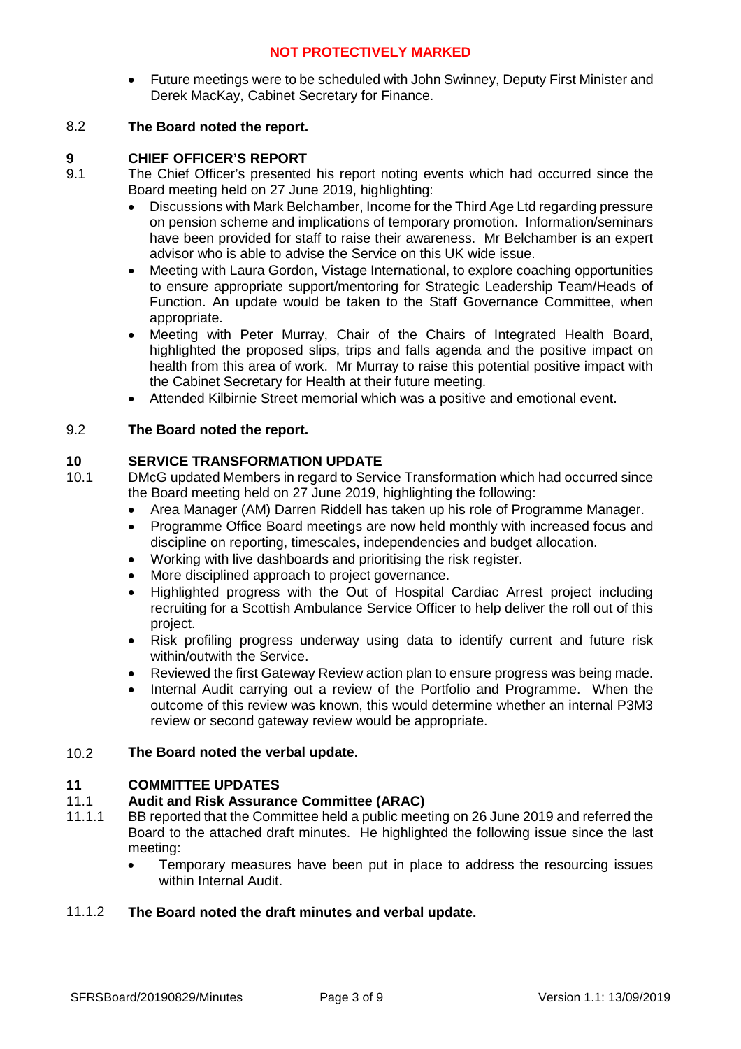- Future meetings were to be scheduled with John Swinney, Deputy First Minister and Derek MacKay, Cabinet Secretary for Finance.

8.2 **The Board noted the report.**

## 9 CHIEF OFFICER'S REPORT

9.1 The Chief Officer's presented his report noting events which had occurred since the Board meeting held on 27 June 2019, highlighting:

- Discussions with Mark Belchamber, Income for the Third Age Ltd regarding pressure on pension scheme and implications of temporary promotion. Information/seminars have been provided for staff to raise their awareness. Mr Belchamber is an expert advisor who is able to advise the Service on this UK wide issue.
- Meeting with Laura Gordon, Vistage International, to explore coaching opportunities to ensure appropriate support/mentoring for Strategic Leadership Team/Heads of Function. An update would be taken to the Staff Governance Committee, when appropriate.
- Meeting with Peter Murray, Chair of the Chairs of Integrated Health Board, highlighted the proposed slips, trips and falls agenda and the positive impact on health from this area of work. Mr Murray to raise this potential positive impact with the Cabinet Secretary for Health at their future meeting.
- Attended Kilbirnie Street memorial which was a positive and emotional event.

9.2 **The Board noted the report.**

## 10 SERVICE TRANSFORMATION UPDATE

10.1 DMcG updated Members in regard to Service Transformation which had occurred since the Board meeting held on 27 June 2019, highlighting the following:

- Area Manager (AM) Darren Riddell has taken up his role of Programme Manager.
- Programme Office Board meetings are now held monthly with increased focus and discipline on reporting, timescales, independencies and budget allocation.
- Working with live dashboards and prioritising the risk register.
- More disciplined approach to project governance.
- Highlighted progress with the Out of Hospital Cardiac Arrest project including recruiting for a Scottish Ambulance Service Officer to help deliver the roll out of this project.
- Risk profiling progress underway using data to identify current and future risk within/outwith the Service.
- Reviewed the first Gateway Review action plan to ensure progress was being made.
- Internal Audit carrying out a review of the Portfolio and Programme. When the outcome of this review was known, this would determine whether an internal P3M3 review or second gateway review would be appropriate.

10.2 **The Board noted the verbal update.**

## 11 COMMITTEE UPDATES

### 11.1 Audit and Risk Assurance Committee (ARAC)

11.1.1 BB reported that the Committee held a public meeting on 26 June 2019 and referred the Board to the attached draft minutes. He highlighted the following issue since the last meeting:

- Temporary measures have been put in place to address the resourcing issues within Internal Audit.

11.1.2 **The Board noted the draft minutes and verbal update.**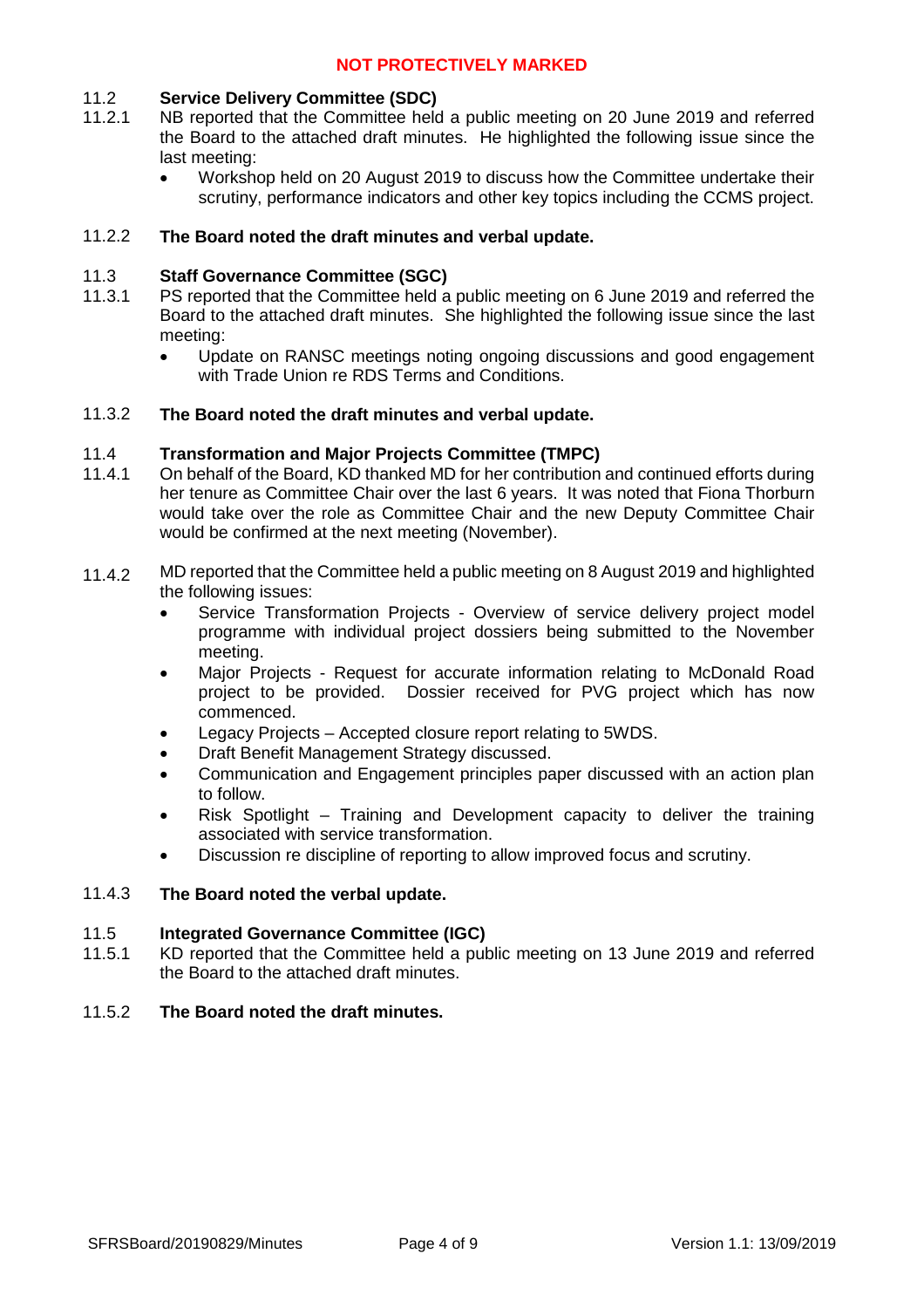**NOT PROTECTIVELY MARKED**

11.2 **Service Delivery Committee (SDC)**

11.2.1 NB reported that the Committee held a public meeting on 20 June 2019 and referred the Board to the attached draft minutes. He highlighted the following issue since the last meeting:

- Workshop held on 20 August 2019 to discuss how the Committee undertake their scrutiny, performance indicators and other key topics including the CCMS project.

11.2.2 **The Board noted the draft minutes and verbal update.**

11.3 **Staff Governance Committee (SGC)**

11.3.1 PS reported that the Committee held a public meeting on 6 June 2019 and referred the Board to the attached draft minutes. She highlighted the following issue since the last meeting:

- Update on RANSC meetings noting ongoing discussions and good engagement with Trade Union re RDS Terms and Conditions.

11.3.2 **The Board noted the draft minutes and verbal update.**

11.4 **Transformation and Major Projects Committee (TMPC)**

11.4.1 On behalf of the Board, KD thanked MD for her contribution and continued efforts during her tenure as Committee Chair over the last 6 years. It was noted that Fiona Thorburn would take over the role as Committee Chair and the new Deputy Committee Chair would be confirmed at the next meeting (November).

11.4.2 MD reported that the Committee held a public meeting on 8 August 2019 and highlighted the following issues:

- Service Transformation Projects - Overview of service delivery project model programme with individual project dossiers being submitted to the November meeting.
- Major Projects - Request for accurate information relating to McDonald Road project to be provided. Dossier received for PVG project which has now commenced.
- Legacy Projects – Accepted closure report relating to 5WDS.
- Draft Benefit Management Strategy discussed.
- Communication and Engagement principles paper discussed with an action plan to follow.
- Risk Spotlight – Training and Development capacity to deliver the training associated with service transformation.
- Discussion re discipline of reporting to allow improved focus and scrutiny.

11.4.3 **The Board noted the verbal update.**

11.5 **Integrated Governance Committee (IGC)**

11.5.1 KD reported that the Committee held a public meeting on 13 June 2019 and referred the Board to the attached draft minutes.

11.5.2 **The Board noted the draft minutes.**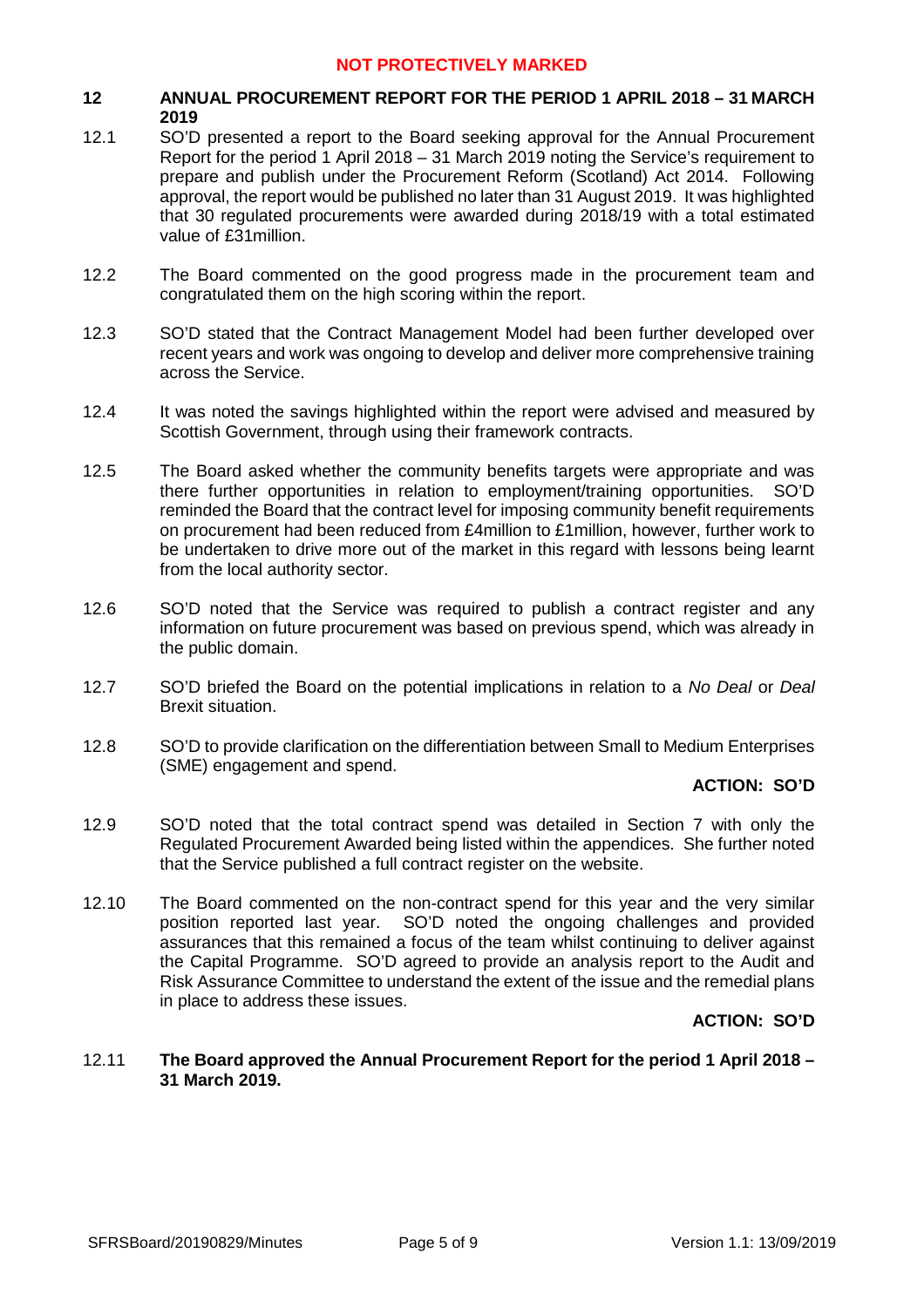## 12 ANNUAL PROCUREMENT REPORT FOR THE PERIOD 1 APRIL 2018 – 31 MARCH 2019

12.1 SO'D presented a report to the Board seeking approval for the Annual Procurement Report for the period 1 April 2018 – 31 March 2019 noting the Service's requirement to prepare and publish under the Procurement Reform (Scotland) Act 2014. Following approval, the report would be published no later than 31 August 2019. It was highlighted that 30 regulated procurements were awarded during 2018/19 with a total estimated value of £31million.

12.2 The Board commented on the good progress made in the procurement team and congratulated them on the high scoring within the report.

12.3 SO'D stated that the Contract Management Model had been further developed over recent years and work was ongoing to develop and deliver more comprehensive training across the Service.

12.4 It was noted the savings highlighted within the report were advised and measured by Scottish Government, through using their framework contracts.

12.5 The Board asked whether the community benefits targets were appropriate and was there further opportunities in relation to employment/training opportunities. SO'D reminded the Board that the contract level for imposing community benefit requirements on procurement had been reduced from £4million to £1million, however, further work to be undertaken to drive more out of the market in this regard with lessons being learnt from the local authority sector.

12.6 SO'D noted that the Service was required to publish a contract register and any information on future procurement was based on previous spend, which was already in the public domain.

12.7 SO'D briefed the Board on the potential implications in relation to a *No Deal* or *Deal* Brexit situation.

12.8 SO'D to provide clarification on the differentiation between Small to Medium Enterprises (SME) engagement and spend.

**ACTION: SO'D**

12.9 SO'D noted that the total contract spend was detailed in Section 7 with only the Regulated Procurement Awarded being listed within the appendices. She further noted that the Service published a full contract register on the website.

12.10 The Board commented on the non-contract spend for this year and the very similar position reported last year. SO'D noted the ongoing challenges and provided assurances that this remained a focus of the team whilst continuing to deliver against the Capital Programme. SO'D agreed to provide an analysis report to the Audit and Risk Assurance Committee to understand the extent of the issue and the remedial plans in place to address these issues.

**ACTION: SO'D**

12.11 **The Board approved the Annual Procurement Report for the period 1 April 2018 – 31 March 2019.**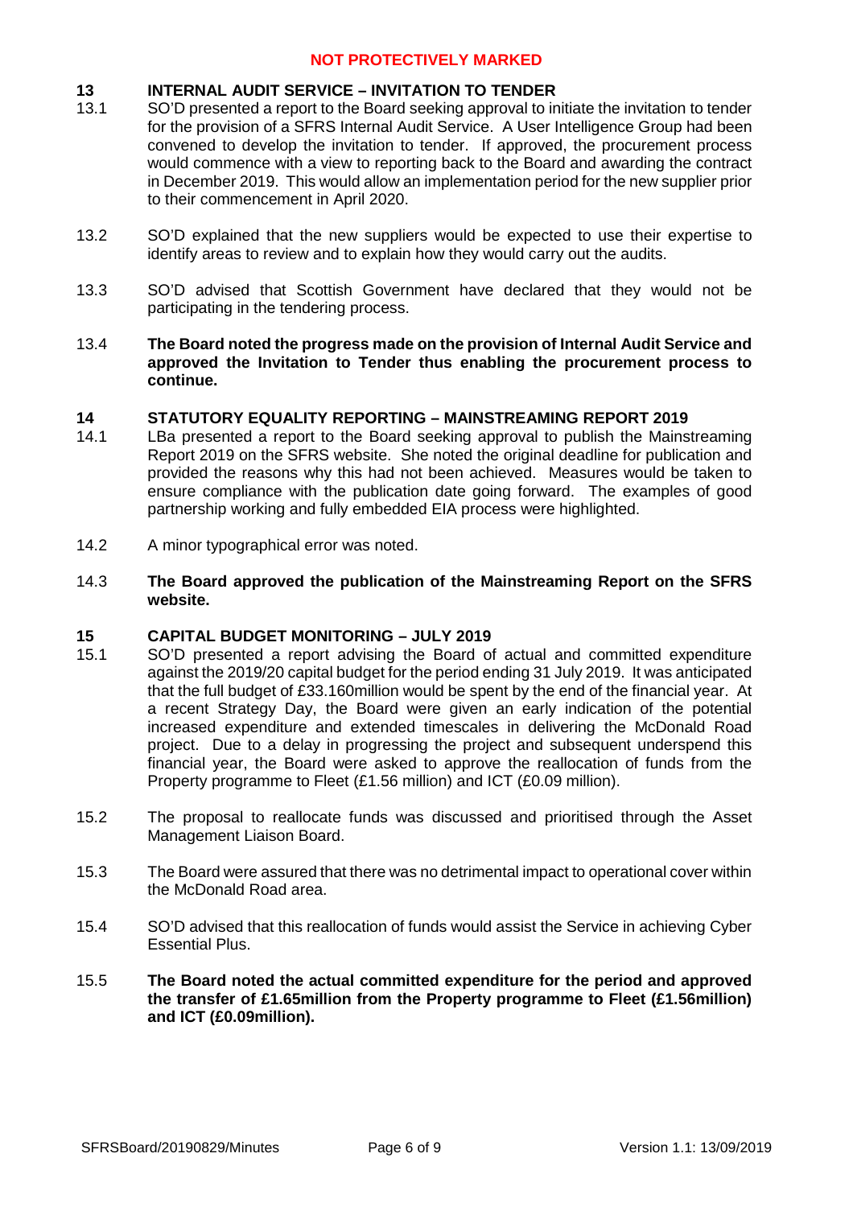**13 INTERNAL AUDIT SERVICE – INVITATION TO TENDER**

13.1 SO'D presented a report to the Board seeking approval to initiate the invitation to tender for the provision of a SFRS Internal Audit Service. A User Intelligence Group had been convened to develop the invitation to tender. If approved, the procurement process would commence with a view to reporting back to the Board and awarding the contract in December 2019. This would allow an implementation period for the new supplier prior to their commencement in April 2020.

13.2 SO'D explained that the new suppliers would be expected to use their expertise to identify areas to review and to explain how they would carry out the audits.

13.3 SO'D advised that Scottish Government have declared that they would not be participating in the tendering process.

13.4 **The Board noted the progress made on the provision of Internal Audit Service and approved the Invitation to Tender thus enabling the procurement process to continue.**

**14 STATUTORY EQUALITY REPORTING – MAINSTREAMING REPORT 2019**

14.1 LBa presented a report to the Board seeking approval to publish the Mainstreaming Report 2019 on the SFRS website. She noted the original deadline for publication and provided the reasons why this had not been achieved. Measures would be taken to ensure compliance with the publication date going forward. The examples of good partnership working and fully embedded EIA process were highlighted.

14.2 A minor typographical error was noted.

14.3 **The Board approved the publication of the Mainstreaming Report on the SFRS website.**

**15 CAPITAL BUDGET MONITORING – JULY 2019**

15.1 SO'D presented a report advising the Board of actual and committed expenditure against the 2019/20 capital budget for the period ending 31 July 2019. It was anticipated that the full budget of £33.160million would be spent by the end of the financial year. At a recent Strategy Day, the Board were given an early indication of the potential increased expenditure and extended timescales in delivering the McDonald Road project. Due to a delay in progressing the project and subsequent underspend this financial year, the Board were asked to approve the reallocation of funds from the Property programme to Fleet (£1.56 million) and ICT (£0.09 million).

15.2 The proposal to reallocate funds was discussed and prioritised through the Asset Management Liaison Board.

15.3 The Board were assured that there was no detrimental impact to operational cover within the McDonald Road area.

15.4 SO'D advised that this reallocation of funds would assist the Service in achieving Cyber Essential Plus.

15.5 **The Board noted the actual committed expenditure for the period and approved the transfer of £1.65million from the Property programme to Fleet (£1.56million) and ICT (£0.09million).**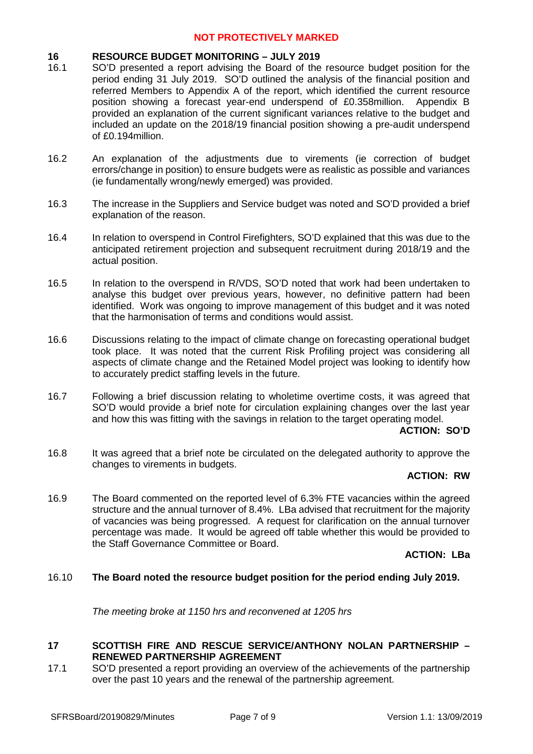## 16 RESOURCE BUDGET MONITORING – JULY 2019

16.1 SO'D presented a report advising the Board of the resource budget position for the period ending 31 July 2019. SO'D outlined the analysis of the financial position and referred Members to Appendix A of the report, which identified the current resource position showing a forecast year-end underspend of £0.358million. Appendix B provided an explanation of the current significant variances relative to the budget and included an update on the 2018/19 financial position showing a pre-audit underspend of £0.194million.

16.2 An explanation of the adjustments due to virements (ie correction of budget errors/change in position) to ensure budgets were as realistic as possible and variances (ie fundamentally wrong/newly emerged) was provided.

16.3 The increase in the Suppliers and Service budget was noted and SO'D provided a brief explanation of the reason.

16.4 In relation to overspend in Control Firefighters, SO'D explained that this was due to the anticipated retirement projection and subsequent recruitment during 2018/19 and the actual position.

16.5 In relation to the overspend in R/VDS, SO'D noted that work had been undertaken to analyse this budget over previous years, however, no definitive pattern had been identified. Work was ongoing to improve management of this budget and it was noted that the harmonisation of terms and conditions would assist.

16.6 Discussions relating to the impact of climate change on forecasting operational budget took place. It was noted that the current Risk Profiling project was considering all aspects of climate change and the Retained Model project was looking to identify how to accurately predict staffing levels in the future.

16.7 Following a brief discussion relating to wholetime overtime costs, it was agreed that SO'D would provide a brief note for circulation explaining changes over the last year and how this was fitting with the savings in relation to the target operating model.

**ACTION: SO'D**

16.8 It was agreed that a brief note be circulated on the delegated authority to approve the changes to virements in budgets.

**ACTION: RW**

16.9 The Board commented on the reported level of 6.3% FTE vacancies within the agreed structure and the annual turnover of 8.4%. LBa advised that recruitment for the majority of vacancies was being progressed. A request for clarification on the annual turnover percentage was made. It would be agreed off table whether this would be provided to the Staff Governance Committee or Board.

**ACTION: LBa**

16.10 **The Board noted the resource budget position for the period ending July 2019.**

*The meeting broke at 1150 hrs and reconvened at 1205 hrs*

## 17 SCOTTISH FIRE AND RESCUE SERVICE/ANTHONY NOLAN PARTNERSHIP – RENEWED PARTNERSHIP AGREEMENT

17.1 SO'D presented a report providing an overview of the achievements of the partnership over the past 10 years and the renewal of the partnership agreement.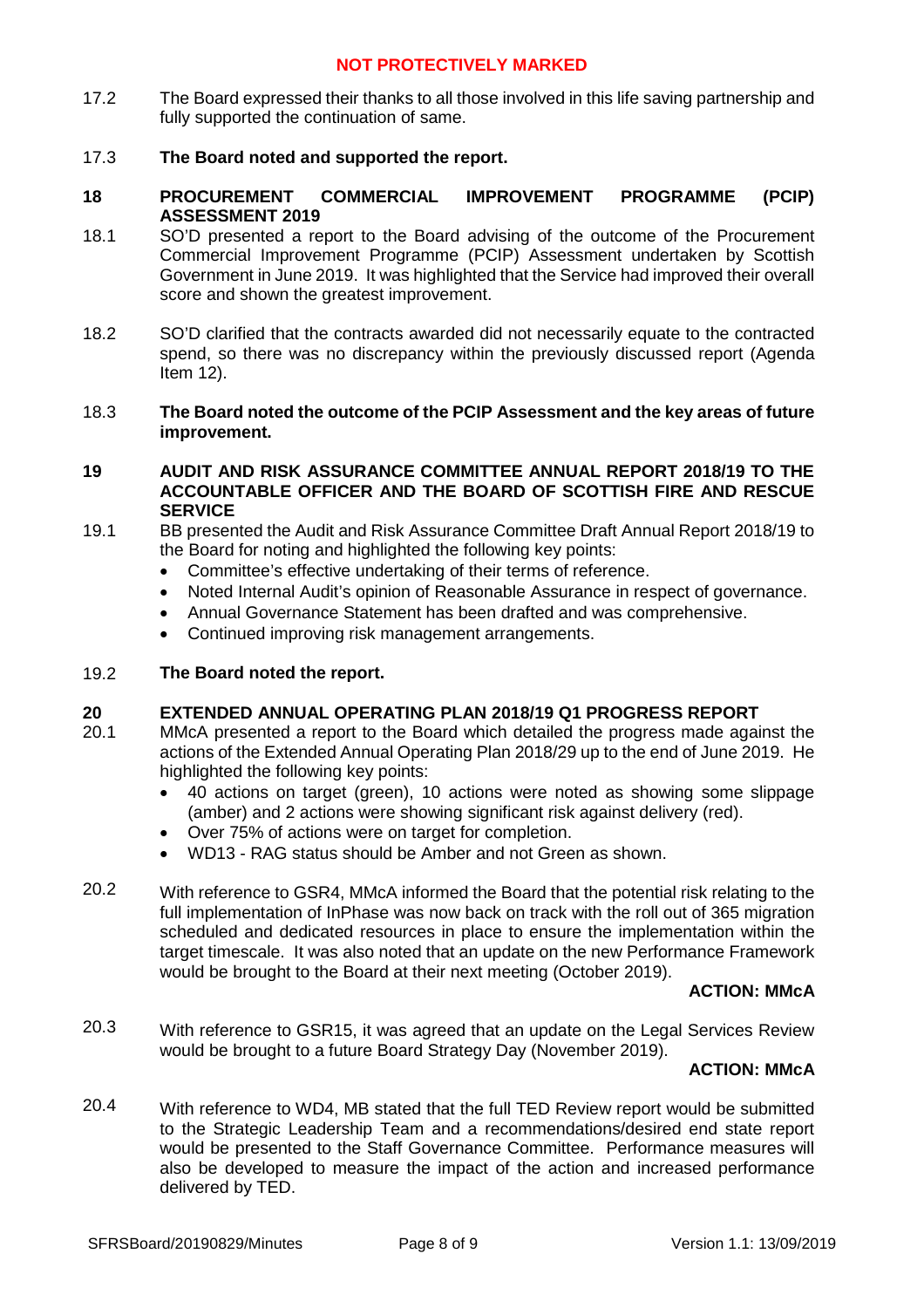17.2 The Board expressed their thanks to all those involved in this life saving partnership and fully supported the continuation of same.

17.3 **The Board noted and supported the report.**

## 18 PROCUREMENT COMMERCIAL IMPROVEMENT PROGRAMME (PCIP) ASSESSMENT 2019

18.1 SO'D presented a report to the Board advising of the outcome of the Procurement Commercial Improvement Programme (PCIP) Assessment undertaken by Scottish Government in June 2019. It was highlighted that the Service had improved their overall score and shown the greatest improvement.

18.2 SO'D clarified that the contracts awarded did not necessarily equate to the contracted spend, so there was no discrepancy within the previously discussed report (Agenda Item 12).

18.3 **The Board noted the outcome of the PCIP Assessment and the key areas of future improvement.**

## 19 AUDIT AND RISK ASSURANCE COMMITTEE ANNUAL REPORT 2018/19 TO THE ACCOUNTABLE OFFICER AND THE BOARD OF SCOTTISH FIRE AND RESCUE SERVICE

19.1 BB presented the Audit and Risk Assurance Committee Draft Annual Report 2018/19 to the Board for noting and highlighted the following key points:

- Committee's effective undertaking of their terms of reference.
- Noted Internal Audit's opinion of Reasonable Assurance in respect of governance.
- Annual Governance Statement has been drafted and was comprehensive.
- Continued improving risk management arrangements.

19.2 **The Board noted the report.**

## 20 EXTENDED ANNUAL OPERATING PLAN 2018/19 Q1 PROGRESS REPORT

20.1 MMcA presented a report to the Board which detailed the progress made against the actions of the Extended Annual Operating Plan 2018/29 up to the end of June 2019. He highlighted the following key points:

- 40 actions on target (green), 10 actions were noted as showing some slippage (amber) and 2 actions were showing significant risk against delivery (red).
- Over 75% of actions were on target for completion.
- WD13 - RAG status should be Amber and not Green as shown.

20.2 With reference to GSR4, MMcA informed the Board that the potential risk relating to the full implementation of InPhase was now back on track with the roll out of 365 migration scheduled and dedicated resources in place to ensure the implementation within the target timescale. It was also noted that an update on the new Performance Framework would be brought to the Board at their next meeting (October 2019).

**ACTION: MMcA**

20.3 With reference to GSR15, it was agreed that an update on the Legal Services Review would be brought to a future Board Strategy Day (November 2019).

**ACTION: MMcA**

20.4 With reference to WD4, MB stated that the full TED Review report would be submitted to the Strategic Leadership Team and a recommendations/desired end state report would be presented to the Staff Governance Committee. Performance measures will also be developed to measure the impact of the action and increased performance delivered by TED.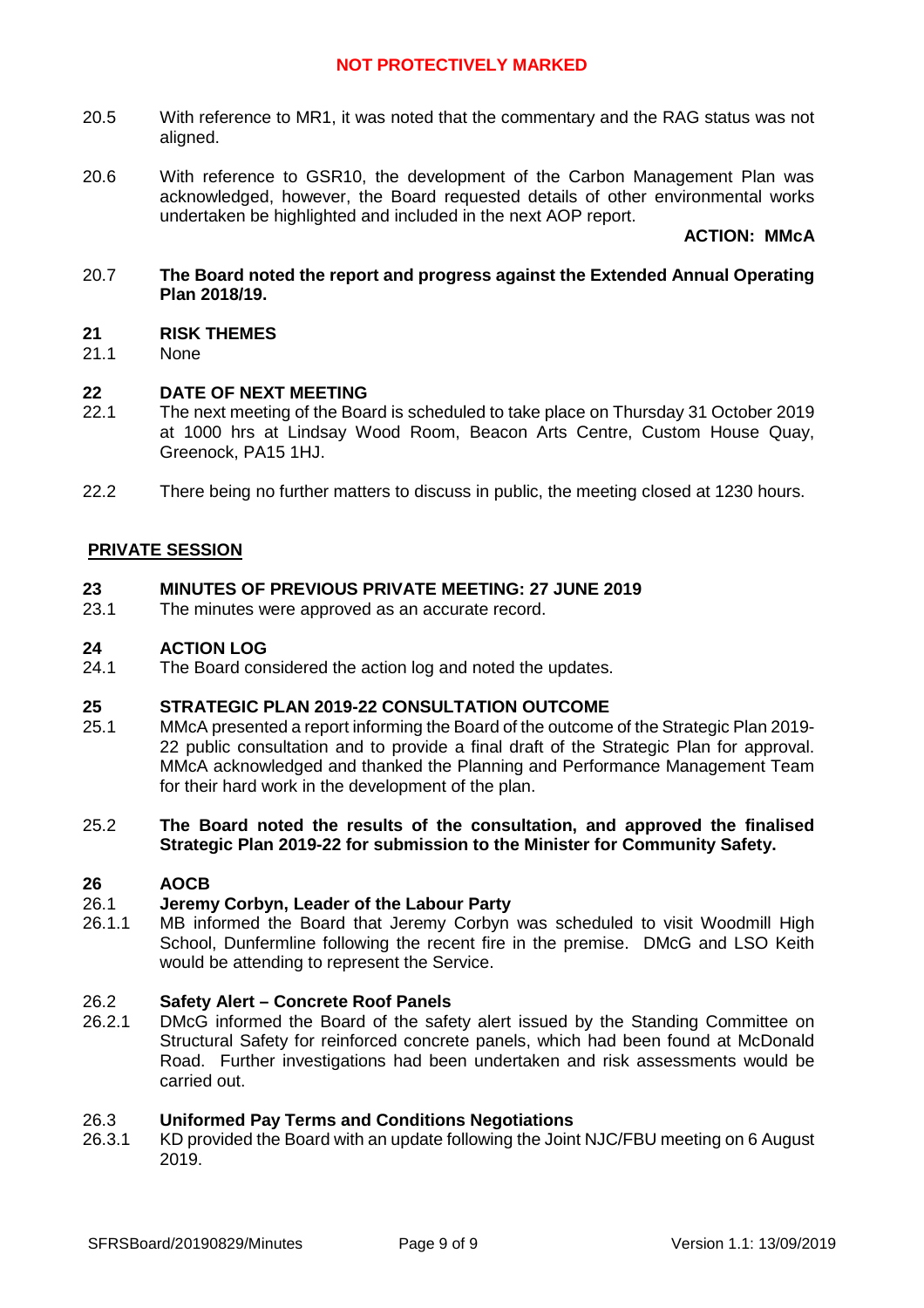20.5 With reference to MR1, it was noted that the commentary and the RAG status was not aligned.

20.6 With reference to GSR10, the development of the Carbon Management Plan was acknowledged, however, the Board requested details of other environmental works undertaken be highlighted and included in the next AOP report.

**ACTION: MMcA**

20.7 **The Board noted the report and progress against the Extended Annual Operating Plan 2018/19.**

## 21 RISK THEMES

21.1 None

## 22 DATE OF NEXT MEETING

22.1 The next meeting of the Board is scheduled to take place on Thursday 31 October 2019 at 1000 hrs at Lindsay Wood Room, Beacon Arts Centre, Custom House Quay, Greenock, PA15 1HJ.

22.2 There being no further matters to discuss in public, the meeting closed at 1230 hours.

## PRIVATE SESSION

## 23 MINUTES OF PREVIOUS PRIVATE MEETING: 27 JUNE 2019

23.1 The minutes were approved as an accurate record.

## 24 ACTION LOG

24.1 The Board considered the action log and noted the updates.

## 25 STRATEGIC PLAN 2019-22 CONSULTATION OUTCOME

25.1 MMcA presented a report informing the Board of the outcome of the Strategic Plan 2019-22 public consultation and to provide a final draft of the Strategic Plan for approval. MMcA acknowledged and thanked the Planning and Performance Management Team for their hard work in the development of the plan.

25.2 **The Board noted the results of the consultation, and approved the finalised Strategic Plan 2019-22 for submission to the Minister for Community Safety.**

## 26 AOCB

### 26.1 Jeremy Corbyn, Leader of the Labour Party

26.1.1 MB informed the Board that Jeremy Corbyn was scheduled to visit Woodmill High School, Dunfermline following the recent fire in the premise. DMcG and LSO Keith would be attending to represent the Service.

### 26.2 Safety Alert – Concrete Roof Panels

26.2.1 DMcG informed the Board of the safety alert issued by the Standing Committee on Structural Safety for reinforced concrete panels, which had been found at McDonald Road. Further investigations had been undertaken and risk assessments would be carried out.

### 26.3 Uniformed Pay Terms and Conditions Negotiations

26.3.1 KD provided the Board with an update following the Joint NJC/FBU meeting on 6 August 2019.